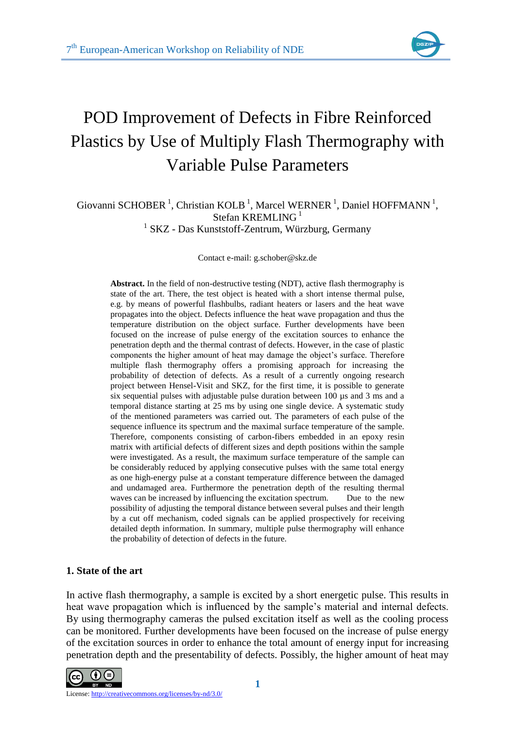# POD Improvement of Defects in Fibre Reinforced Plastics by Use of Multiply Flash Thermography with Variable Pulse Parameters

Giovanni SCHOBER [1], Christian KOLB [1], Marcel WERNER [1], Daniel HOFFMANN [1], Stefan KREMLING [1]

[1] SKZ - Das Kunststoff-Zentrum, Würzburg, Germany

Contact e-mail: g.schober@skz.de

**Abstract.** In the field of non-destructive testing (NDT), active flash thermography is state of the art. There, the test object is heated with a short intense thermal pulse, e.g. by means of powerful flashbulbs, radiant heaters or lasers and the heat wave propagates into the object. Defects influence the heat wave propagation and thus the temperature distribution on the object surface. Further developments have been focused on the increase of pulse energy of the excitation sources to enhance the penetration depth and the thermal contrast of defects. However, in the case of plastic components the higher amount of heat may damage the object's surface. Therefore multiple flash thermography offers a promising approach for increasing the probability of detection of defects. As a result of a currently ongoing research project between Hensel-Visit and SKZ, for the first time, it is possible to generate six sequential pulses with adjustable pulse duration between 100 µs and 3 ms and a temporal distance starting at 25 ms by using one single device. A systematic study of the mentioned parameters was carried out. The parameters of each pulse of the sequence influence its spectrum and the maximal surface temperature of the sample. Therefore, components consisting of carbon-fibers embedded in an epoxy resin matrix with artificial defects of different sizes and depth positions within the sample were investigated. As a result, the maximum surface temperature of the sample can be considerably reduced by applying consecutive pulses with the same total energy as one high-energy pulse at a constant temperature difference between the damaged and undamaged area. Furthermore the penetration depth of the resulting thermal waves can be increased by influencing the excitation spectrum. Due to the new possibility of adjusting the temporal distance between several pulses and their length by a cut off mechanism, coded signals can be applied prospectively for receiving detailed depth information. In summary, multiple pulse thermography will enhance the probability of detection of defects in the future.

## 1. State of the art

In active flash thermography, a sample is excited by a short energetic pulse. This results in heat wave propagation which is influenced by the sample's material and internal defects. By using thermography cameras the pulsed excitation itself as well as the cooling process can be monitored. Further developments have been focused on the increase of pulse energy of the excitation sources in order to enhance the total amount of energy input for increasing penetration depth and the presentability of defects. Possibly, the higher amount of heat may

License: http://creativecommons.org/licenses/by-nd/3.0/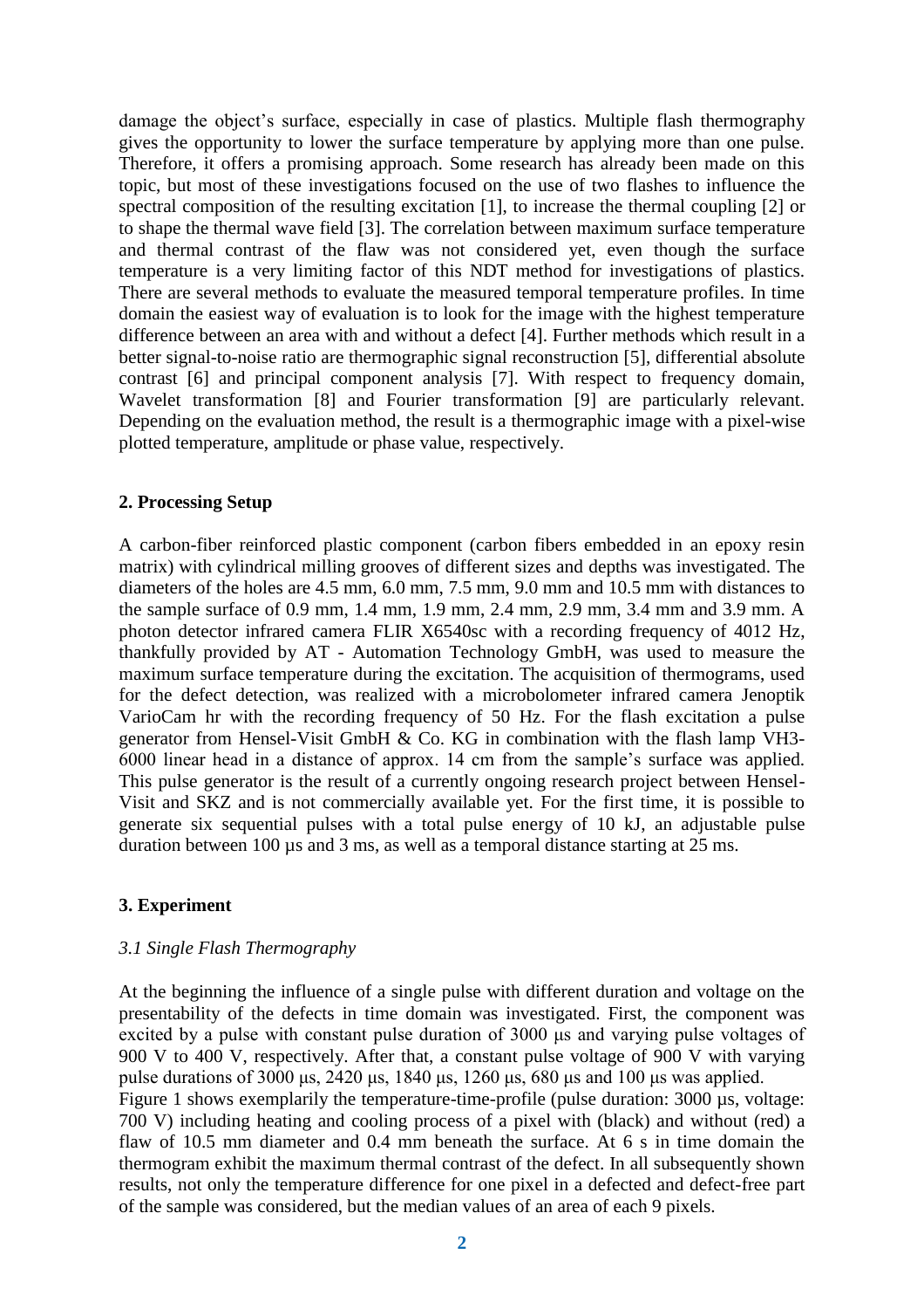damage the object's surface, especially in case of plastics. Multiple flash thermography gives the opportunity to lower the surface temperature by applying more than one pulse. Therefore, it offers a promising approach. Some research has already been made on this topic, but most of these investigations focused on the use of two flashes to influence the spectral composition of the resulting excitation [1], to increase the thermal coupling [2] or to shape the thermal wave field [3]. The correlation between maximum surface temperature and thermal contrast of the flaw was not considered yet, even though the surface temperature is a very limiting factor of this NDT method for investigations of plastics. There are several methods to evaluate the measured temporal temperature profiles. In time domain the easiest way of evaluation is to look for the image with the highest temperature difference between an area with and without a defect [4]. Further methods which result in a better signal-to-noise ratio are thermographic signal reconstruction [5], differential absolute contrast [6] and principal component analysis [7]. With respect to frequency domain, Wavelet transformation [8] and Fourier transformation [9] are particularly relevant. Depending on the evaluation method, the result is a thermographic image with a pixel-wise plotted temperature, amplitude or phase value, respectively.

## 2. Processing Setup

A carbon-fiber reinforced plastic component (carbon fibers embedded in an epoxy resin matrix) with cylindrical milling grooves of different sizes and depths was investigated. The diameters of the holes are 4.5 mm, 6.0 mm, 7.5 mm, 9.0 mm and 10.5 mm with distances to the sample surface of 0.9 mm, 1.4 mm, 1.9 mm, 2.4 mm, 2.9 mm, 3.4 mm and 3.9 mm. A photon detector infrared camera FLIR X6540sc with a recording frequency of 4012 Hz, thankfully provided by AT - Automation Technology GmbH, was used to measure the maximum surface temperature during the excitation. The acquisition of thermograms, used for the defect detection, was realized with a microbolometer infrared camera Jenoptik VarioCam hr with the recording frequency of 50 Hz. For the flash excitation a pulse generator from Hensel-Visit GmbH & Co. KG in combination with the flash lamp VH3-6000 linear head in a distance of approx. 14 cm from the sample's surface was applied. This pulse generator is the result of a currently ongoing research project between Hensel-Visit and SKZ and is not commercially available yet. For the first time, it is possible to generate six sequential pulses with a total pulse energy of 10 kJ, an adjustable pulse duration between 100 µs and 3 ms, as well as a temporal distance starting at 25 ms.

## 3. Experiment

### *3.1 Single Flash Thermography*

At the beginning the influence of a single pulse with different duration and voltage on the presentability of the defects in time domain was investigated. First, the component was excited by a pulse with constant pulse duration of 3000 µs and varying pulse voltages of 900 V to 400 V, respectively. After that, a constant pulse voltage of 900 V with varying pulse durations of 3000 µs, 2420 µs, 1840 µs, 1260 µs, 680 µs and 100 µs was applied.
Figure 1 shows exemplarily the temperature-time-profile (pulse duration: 3000 µs, voltage: 700 V) including heating and cooling process of a pixel with (black) and without (red) a flaw of 10.5 mm diameter and 0.4 mm beneath the surface. At 6 s in time domain the thermogram exhibit the maximum thermal contrast of the defect. In all subsequently shown results, not only the temperature difference for one pixel in a defected and defect-free part of the sample was considered, but the median values of an area of each 9 pixels.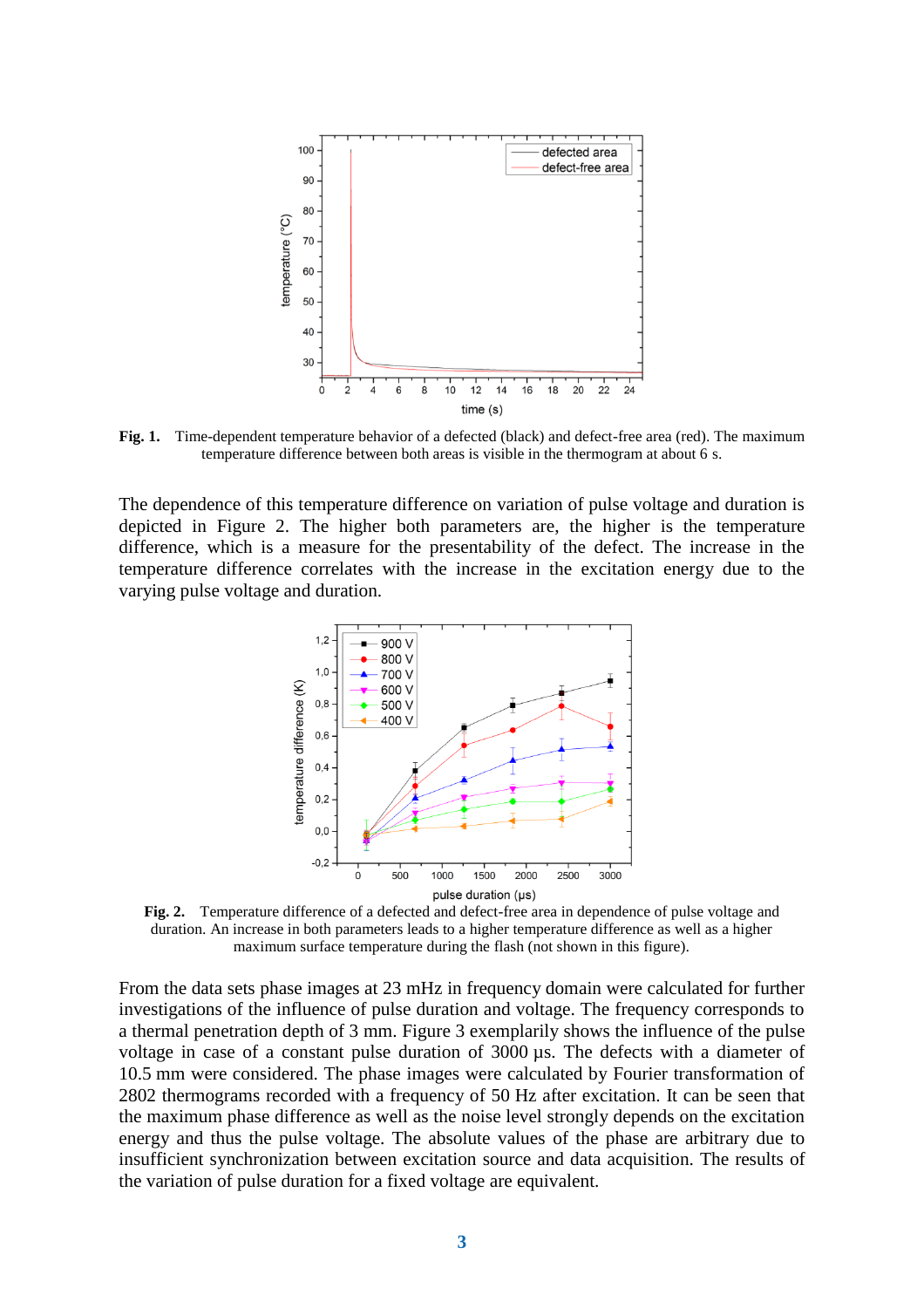**Fig. 1.** Time-dependent temperature behavior of a defected (black) and defect-free area (red). The maximum temperature difference between both areas is visible in the thermogram at about 6 s.

The dependence of this temperature difference on variation of pulse voltage and duration is depicted in Figure 2. The higher both parameters are, the higher is the temperature difference, which is a measure for the presentability of the defect. The increase in the temperature difference correlates with the increase in the excitation energy due to the varying pulse voltage and duration.

**Fig. 2.** Temperature difference of a defected and defect-free area in dependence of pulse voltage and duration. An increase in both parameters leads to a higher temperature difference as well as a higher maximum surface temperature during the flash (not shown in this figure).

From the data sets phase images at 23 mHz in frequency domain were calculated for further investigations of the influence of pulse duration and voltage. The frequency corresponds to a thermal penetration depth of 3 mm. Figure 3 exemplarily shows the influence of the pulse voltage in case of a constant pulse duration of 3000 µs. The defects with a diameter of 10.5 mm were considered. The phase images were calculated by Fourier transformation of 2802 thermograms recorded with a frequency of 50 Hz after excitation. It can be seen that the maximum phase difference as well as the noise level strongly depends on the excitation energy and thus the pulse voltage. The absolute values of the phase are arbitrary due to insufficient synchronization between excitation source and data acquisition. The results of the variation of pulse duration for a fixed voltage are equivalent.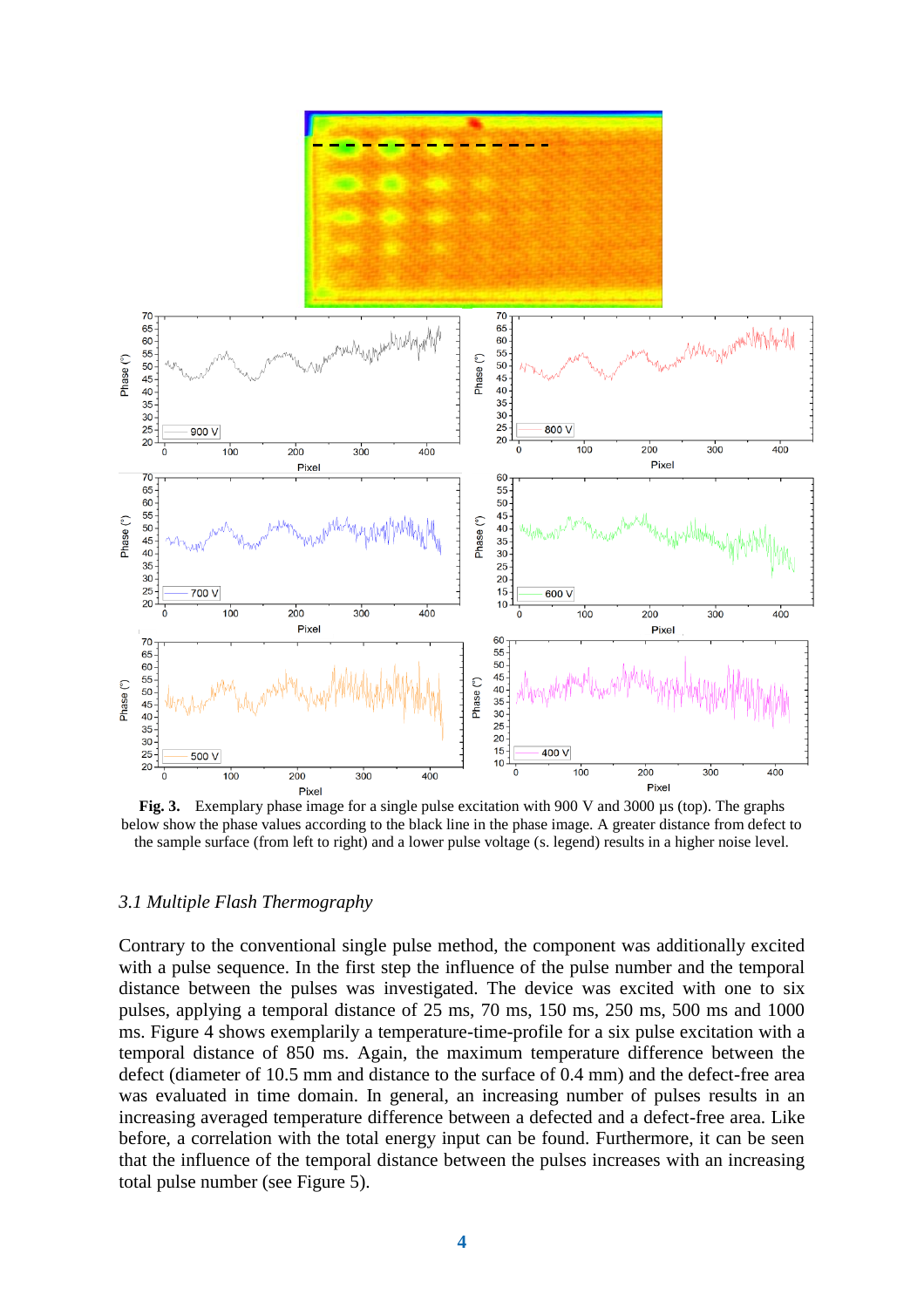**Fig. 3.** Exemplary phase image for a single pulse excitation with 900 V and 3000 µs (top). The graphs below show the phase values according to the black line in the phase image. A greater distance from defect to the sample surface (from left to right) and a lower pulse voltage (s. legend) results in a higher noise level.

### *3.1 Multiple Flash Thermography*

Contrary to the conventional single pulse method, the component was additionally excited with a pulse sequence. In the first step the influence of the pulse number and the temporal distance between the pulses was investigated. The device was excited with one to six pulses, applying a temporal distance of 25 ms, 70 ms, 150 ms, 250 ms, 500 ms and 1000 ms. Figure 4 shows exemplarily a temperature-time-profile for a six pulse excitation with a temporal distance of 850 ms. Again, the maximum temperature difference between the defect (diameter of 10.5 mm and distance to the surface of 0.4 mm) and the defect-free area was evaluated in time domain. In general, an increasing number of pulses results in an increasing averaged temperature difference between a defected and a defect-free area. Like before, a correlation with the total energy input can be found. Furthermore, it can be seen that the influence of the temporal distance between the pulses increases with an increasing total pulse number (see Figure 5).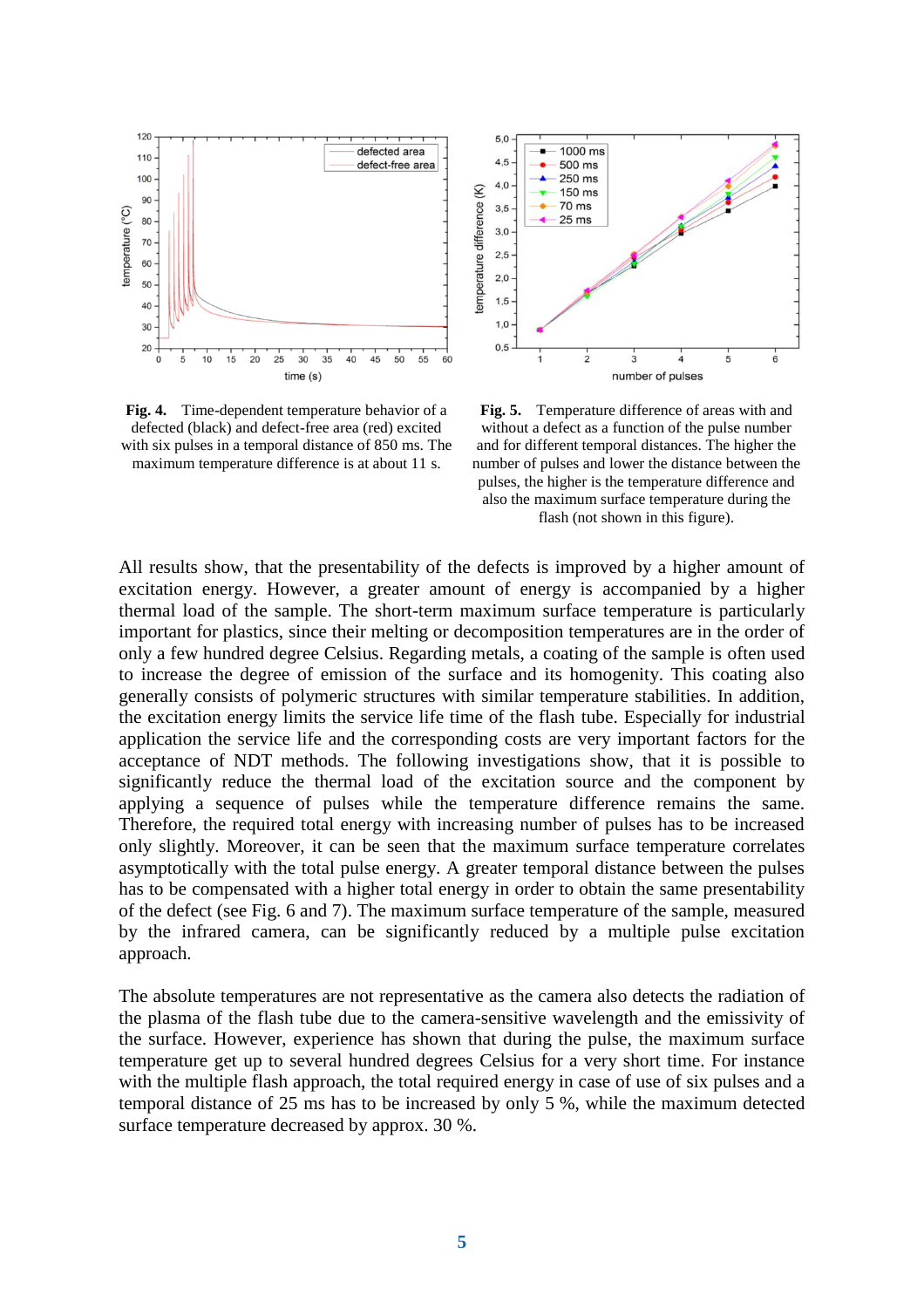**Fig. 4.** Time-dependent temperature behavior of a defected (black) and defect-free area (red) excited with six pulses in a temporal distance of 850 ms. The maximum temperature difference is at about 11 s.

**Fig. 5.** Temperature difference of areas with and without a defect as a function of the pulse number and for different temporal distances. The higher the number of pulses and lower the distance between the pulses, the higher is the temperature difference and also the maximum surface temperature during the flash (not shown in this figure).

All results show, that the presentability of the defects is improved by a higher amount of excitation energy. However, a greater amount of energy is accompanied by a higher thermal load of the sample. The short-term maximum surface temperature is particularly important for plastics, since their melting or decomposition temperatures are in the order of only a few hundred degree Celsius. Regarding metals, a coating of the sample is often used to increase the degree of emission of the surface and its homogenity. This coating also generally consists of polymeric structures with similar temperature stabilities. In addition, the excitation energy limits the service life time of the flash tube. Especially for industrial application the service life and the corresponding costs are very important factors for the acceptance of NDT methods. The following investigations show, that it is possible to significantly reduce the thermal load of the excitation source and the component by applying a sequence of pulses while the temperature difference remains the same. Therefore, the required total energy with increasing number of pulses has to be increased only slightly. Moreover, it can be seen that the maximum surface temperature correlates asymptotically with the total pulse energy. A greater temporal distance between the pulses has to be compensated with a higher total energy in order to obtain the same presentability of the defect (see Fig. 6 and 7). The maximum surface temperature of the sample, measured by the infrared camera, can be significantly reduced by a multiple pulse excitation approach.

The absolute temperatures are not representative as the camera also detects the radiation of the plasma of the flash tube due to the camera-sensitive wavelength and the emissivity of the surface. However, experience has shown that during the pulse, the maximum surface temperature get up to several hundred degrees Celsius for a very short time. For instance with the multiple flash approach, the total required energy in case of use of six pulses and a temporal distance of 25 ms has to be increased by only 5 %, while the maximum detected surface temperature decreased by approx. 30 %.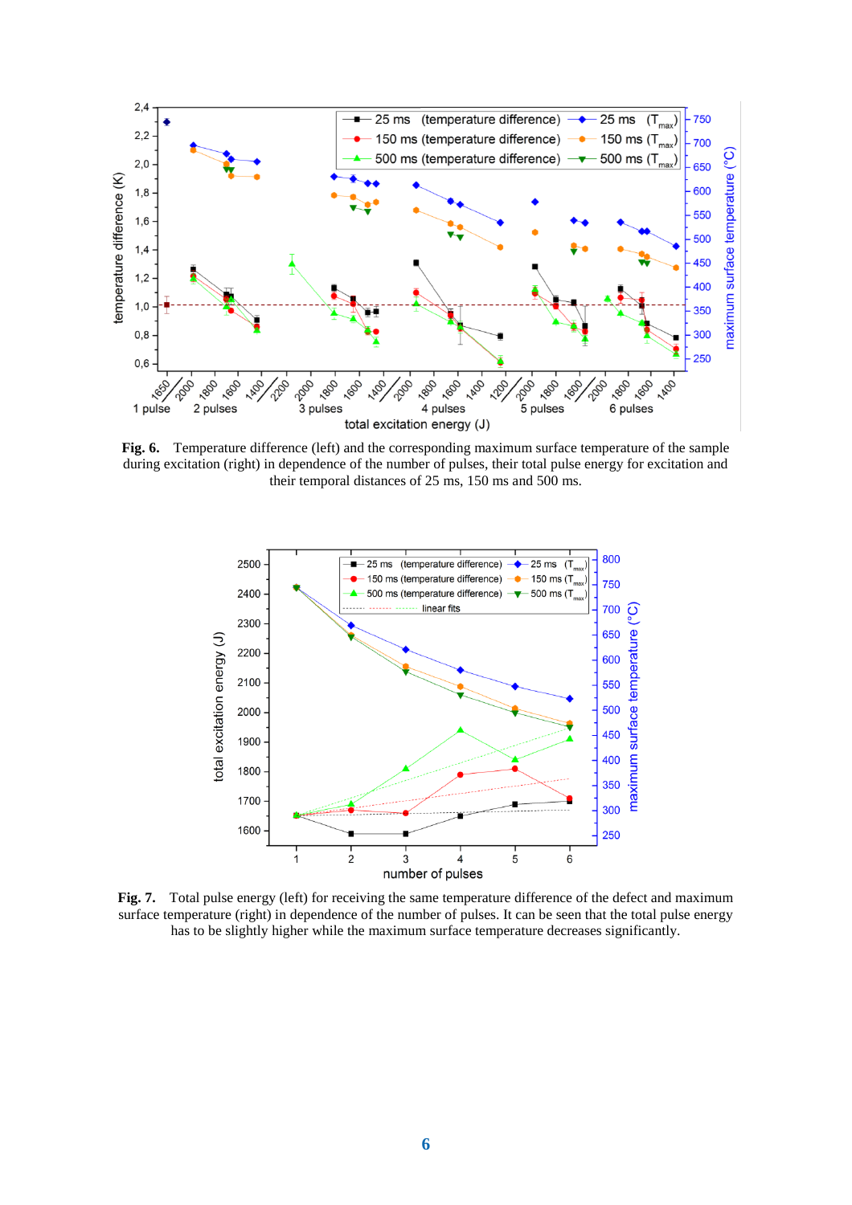**Fig. 6.** Temperature difference (left) and the corresponding maximum surface temperature of the sample during excitation (right) in dependence of the number of pulses, their total pulse energy for excitation and their temporal distances of 25 ms, 150 ms and 500 ms.

**Fig. 7.** Total pulse energy (left) for receiving the same temperature difference of the defect and maximum surface temperature (right) in dependence of the number of pulses. It can be seen that the total pulse energy has to be slightly higher while the maximum surface temperature decreases significantly.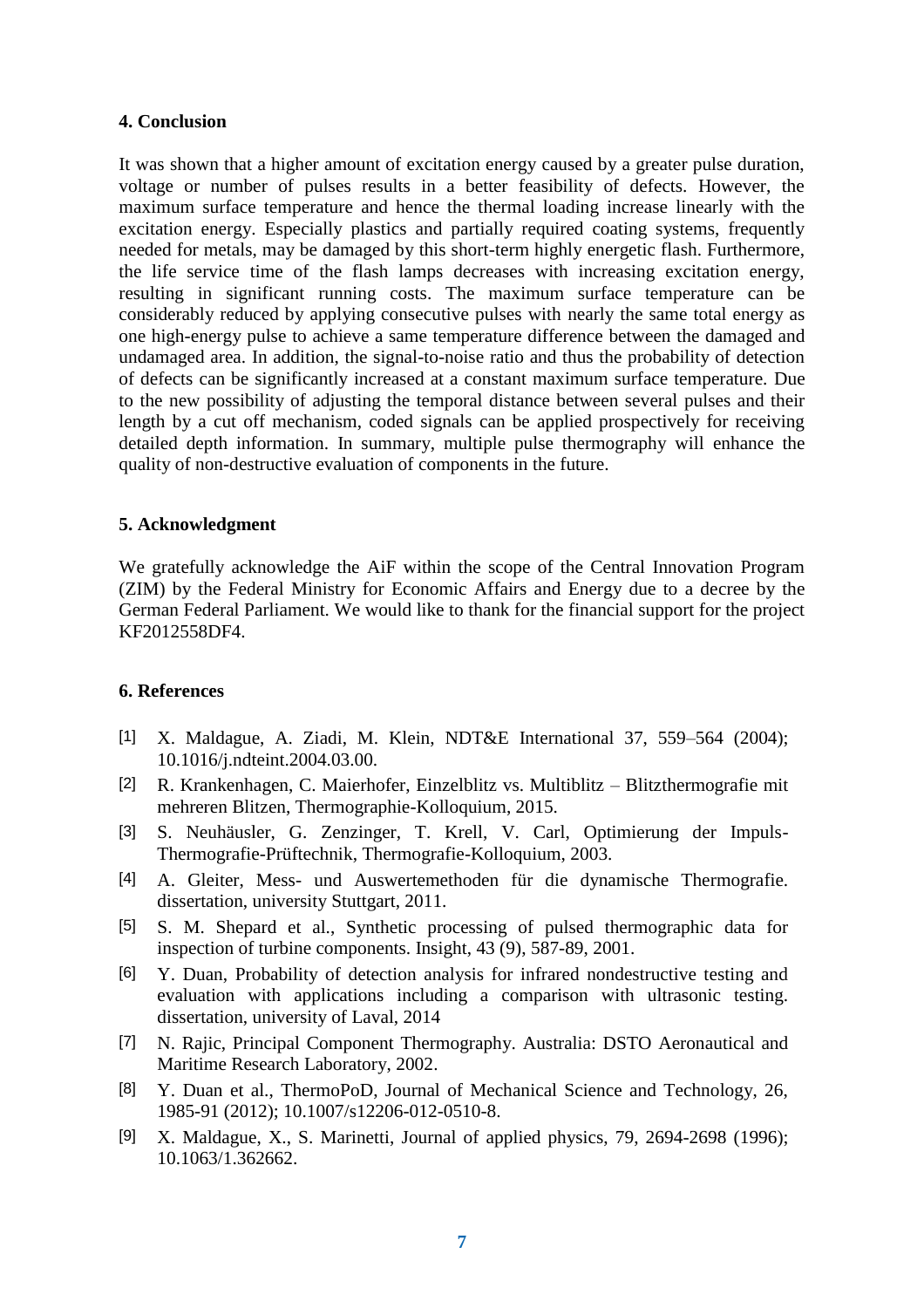## 4. Conclusion

It was shown that a higher amount of excitation energy caused by a greater pulse duration, voltage or number of pulses results in a better feasibility of defects. However, the maximum surface temperature and hence the thermal loading increase linearly with the excitation energy. Especially plastics and partially required coating systems, frequently needed for metals, may be damaged by this short-term highly energetic flash. Furthermore, the life service time of the flash lamps decreases with increasing excitation energy, resulting in significant running costs. The maximum surface temperature can be considerably reduced by applying consecutive pulses with nearly the same total energy as one high-energy pulse to achieve a same temperature difference between the damaged and undamaged area. In addition, the signal-to-noise ratio and thus the probability of detection of defects can be significantly increased at a constant maximum surface temperature. Due to the new possibility of adjusting the temporal distance between several pulses and their length by a cut off mechanism, coded signals can be applied prospectively for receiving detailed depth information. In summary, multiple pulse thermography will enhance the quality of non-destructive evaluation of components in the future.

## 5. Acknowledgment

We gratefully acknowledge the AiF within the scope of the Central Innovation Program (ZIM) by the Federal Ministry for Economic Affairs and Energy due to a decree by the German Federal Parliament. We would like to thank for the financial support for the project KF2012558DF4.

## 6. References

[1] X. Maldague, A. Ziadi, M. Klein, NDT&E International 37, 559–564 (2004); 10.1016/j.ndteint.2004.03.00.

[2] R. Krankenhagen, C. Maierhofer, Einzelblitz vs. Multiblitz – Blitzthermografie mit mehreren Blitzen, Thermographie-Kolloquium, 2015.

[3] S. Neuhäusler, G. Zenzinger, T. Krell, V. Carl, Optimierung der Impuls-Thermografie-Prüftechnik, Thermografie-Kolloquium, 2003.

[4] A. Gleiter, Mess- und Auswertemethoden für die dynamische Thermografie. dissertation, university Stuttgart, 2011.

[5] S. M. Shepard et al., Synthetic processing of pulsed thermographic data for inspection of turbine components. Insight, 43 (9), 587-89, 2001.

[6] Y. Duan, Probability of detection analysis for infrared nondestructive testing and evaluation with applications including a comparison with ultrasonic testing. dissertation, university of Laval, 2014

[7] N. Rajic, Principal Component Thermography. Australia: DSTO Aeronautical and Maritime Research Laboratory, 2002.

[8] Y. Duan et al., ThermoPoD, Journal of Mechanical Science and Technology, 26, 1985-91 (2012); 10.1007/s12206-012-0510-8.

[9] X. Maldague, X., S. Marinetti, Journal of applied physics, 79, 2694-2698 (1996); 10.1063/1.362662.